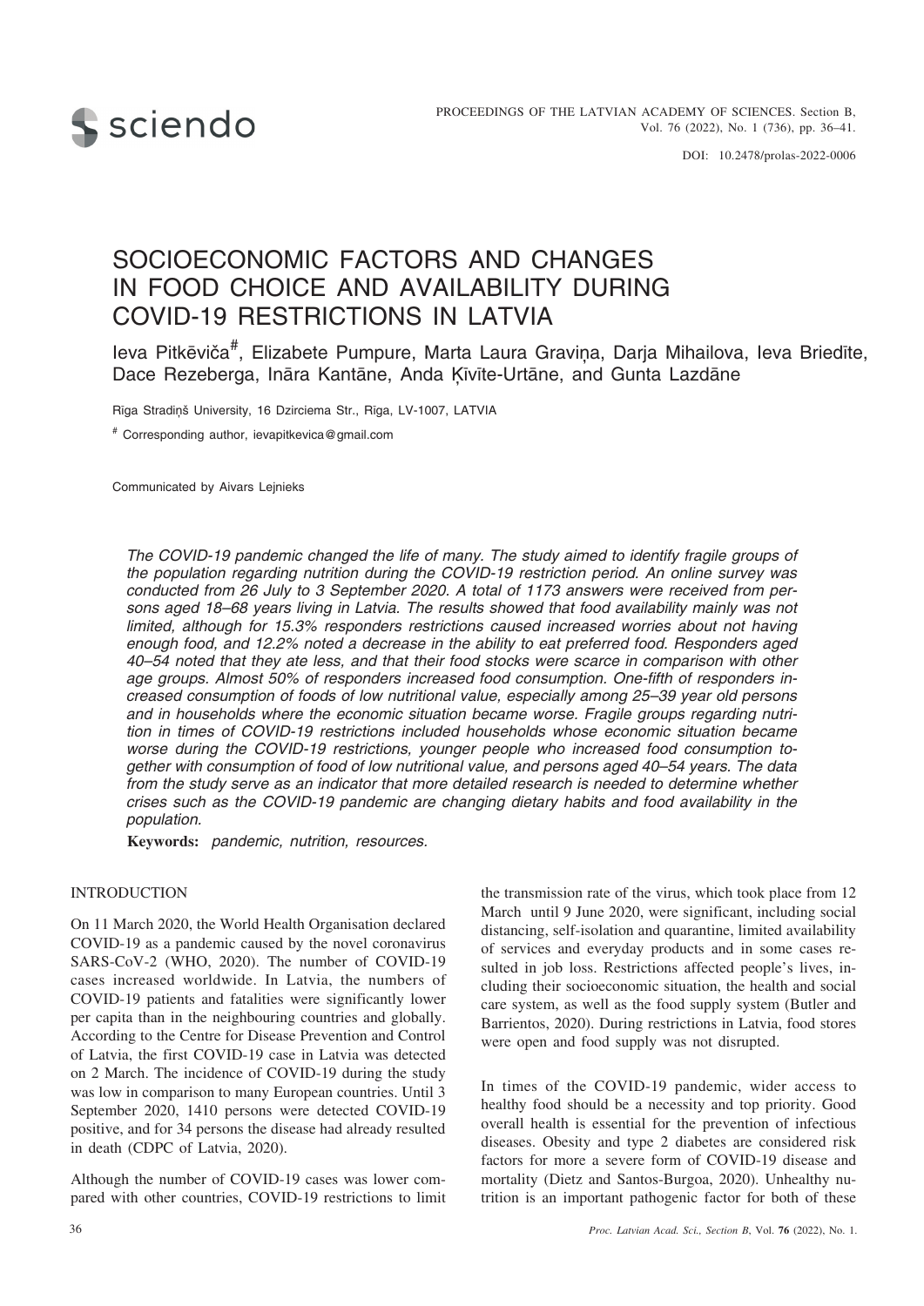# SOCIOECONOMIC FACTORS AND CHANGES IN FOOD CHOICE AND AVAILABILITY DURING COVID-19 RESTRICTIONS IN LATVIA

Ieva Pitkēviča[#], Elizabete Pumpure, Marta Laura Graviņa, Darja Mihailova, Ieva Briedīte, Dace Rezeberga, Ināra Kantāne, Anda Ķīvīte-Urtāne, and Gunta Lazdāne

Rīga Stradiņš University, 16 Dzirciema Str., Riga, LV-1007, LATVIA

[#] Corresponding author, ievapitkevica@gmail.com

Communicated by Aivars Lejnieks

*The COVID-19 pandemic changed the life of many. The study aimed to identify fragile groups of the population regarding nutrition during the COVID-19 restriction period. An online survey was conducted from 26 July to 3 September 2020. A total of 1173 answers were received from persons aged 18–68 years living in Latvia. The results showed that food availability mainly was not limited, although for 15.3% responders restrictions caused increased worries about not having enough food, and 12.2% noted a decrease in the ability to eat preferred food. Responders aged 40–54 noted that they ate less, and that their food stocks were scarce in comparison with other age groups. Almost 50% of responders increased food consumption. One-fifth of responders increased consumption of foods of low nutritional value, especially among 25–39 year old persons and in households where the economic situation became worse. Fragile groups regarding nutrition in times of COVID-19 restrictions included households whose economic situation became worse during the COVID-19 restrictions, younger people who increased food consumption together with consumption of food of low nutritional value, and persons aged 40–54 years. The data from the study serve as an indicator that more detailed research is needed to determine whether crises such as the COVID-19 pandemic are changing dietary habits and food availability in the population.*

**Keywords:** *pandemic, nutrition, resources.*

## INTRODUCTION

On 11 March 2020, the World Health Organisation declared COVID-19 as a pandemic caused by the novel coronavirus SARS-CoV-2 (WHO, 2020). The number of COVID-19 cases increased worldwide. In Latvia, the numbers of COVID-19 patients and fatalities were significantly lower per capita than in the neighbouring countries and globally. According to the Centre for Disease Prevention and Control of Latvia, the first COVID-19 case in Latvia was detected on 2 March. The incidence of COVID-19 during the study was low in comparison to many European countries. Until 3 September 2020, 1410 persons were detected COVID-19 positive, and for 34 persons the disease had already resulted in death (CDPC of Latvia, 2020).

Although the number of COVID-19 cases was lower compared with other countries, COVID-19 restrictions to limit the transmission rate of the virus, which took place from 12 March until 9 June 2020, were significant, including social distancing, self-isolation and quarantine, limited availability of services and everyday products and in some cases resulted in job loss. Restrictions affected people's lives, including their socioeconomic situation, the health and social care system, as well as the food supply system (Butler and Barrientos, 2020). During restrictions in Latvia, food stores were open and food supply was not disrupted.

In times of the COVID-19 pandemic, wider access to healthy food should be a necessity and top priority. Good overall health is essential for the prevention of infectious diseases. Obesity and type 2 diabetes are considered risk factors for more a severe form of COVID-19 disease and mortality (Dietz and Santos-Burgoa, 2020). Unhealthy nutrition is an important pathogenic factor for both of these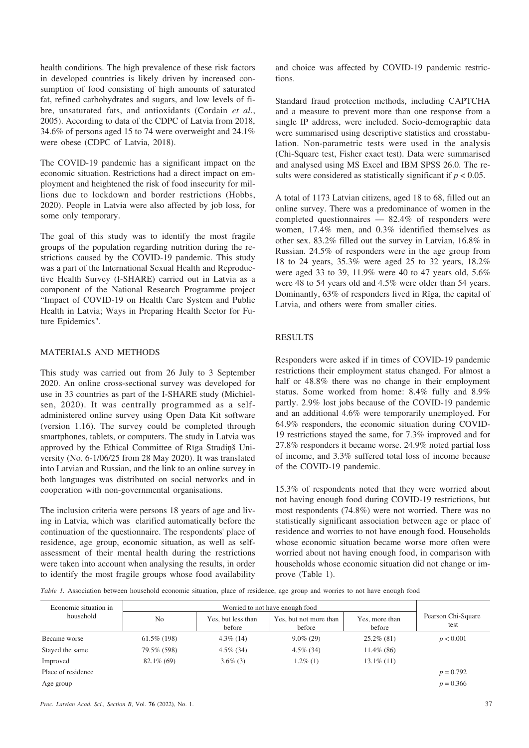health conditions. The high prevalence of these risk factors in developed countries is likely driven by increased consumption of food consisting of high amounts of saturated fat, refined carbohydrates and sugars, and low levels of fibre, unsaturated fats, and antioxidants (Cordain *et al*., 2005). According to data of the CDPC of Latvia from 2018, 34.6% of persons aged 15 to 74 were overweight and 24.1% were obese (CDPC of Latvia, 2018).

The COVID-19 pandemic has a significant impact on the economic situation. Restrictions had a direct impact on employment and heightened the risk of food insecurity for millions due to lockdown and border restrictions (Hobbs, 2020). People in Latvia were also affected by job loss, for some only temporary.

The goal of this study was to identify the most fragile groups of the population regarding nutrition during the restrictions caused by the COVID-19 pandemic. This study was a part of the International Sexual Health and Reproductive Health Survey (I-SHARE) carried out in Latvia as a component of the National Research Programme project "Impact of COVID-19 on Health Care System and Public Health in Latvia; Ways in Preparing Health Sector for Future Epidemics".

## MATERIALS AND METHODS

This study was carried out from 26 July to 3 September 2020. An online cross-sectional survey was developed for use in 33 countries as part of the I-SHARE study (Michielsen, 2020). It was centrally programmed as a self-administered online survey using Open Data Kit software (version 1.16). The survey could be completed through smartphones, tablets, or computers. The study in Latvia was approved by the Ethical Committee of Rīga Stradiņš University (No. 6-1/06/25 from 28 May 2020). It was translated into Latvian and Russian, and the link to an online survey in both languages was distributed on social networks and in cooperation with non-governmental organisations.

The inclusion criteria were persons 18 years of age and living in Latvia, which was clarified automatically before the continuation of the questionnaire. The respondents' place of residence, age group, economic situation, as well as self-assessment of their mental health during the restrictions were taken into account when analysing the results, in order to identify the most fragile groups whose food availability and choice was affected by COVID-19 pandemic restrictions.

Standard fraud protection methods, including CAPTCHA and a measure to prevent more than one response from a single IP address, were included. Socio-demographic data were summarised using descriptive statistics and crosstabulation. Non-parametric tests were used in the analysis (Chi-Square test, Fisher exact test). Data were summarised and analysed using MS Excel and IBM SPSS 26.0. The results were considered as statistically significant if $p < 0.05$.

A total of 1173 Latvian citizens, aged 18 to 68, filled out an online survey. There was a predominance of women in the completed questionnaires — 82.4% of responders were women, 17.4% men, and 0.3% identified themselves as other sex. 83.2% filled out the survey in Latvian, 16.8% in Russian. 24.5% of responders were in the age group from 18 to 24 years, 35.3% were aged 25 to 32 years, 18.2% were aged 33 to 39, 11.9% were 40 to 47 years old, 5.6% were 48 to 54 years old and 4.5% were older than 54 years. Dominantly, 63% of responders lived in Rīga, the capital of Latvia, and others were from smaller cities.

## RESULTS

Responders were asked if in times of COVID-19 pandemic restrictions their employment status changed. For almost a half or 48.8% there was no change in their employment status. Some worked from home: 8.4% fully and 8.9% partly. 2.9% lost jobs because of the COVID-19 pandemic and an additional 4.6% were temporarily unemployed. For 64.9% responders, the economic situation during COVID-19 restrictions stayed the same, for 7.3% improved and for 27.8% responders it became worse. 24.9% noted partial loss of income, and 3.3% suffered total loss of income because of the COVID-19 pandemic.

15.3% of respondents noted that they were worried about not having enough food during COVID-19 restrictions, but most respondents (74.8%) were not worried. There was no statistically significant association between age or place of residence and worries to not have enough food. Households whose economic situation became worse more often were worried about not having enough food, in comparison with households whose economic situation did not change or improve (Table 1).

*Table 1.* Association between household economic situation, place of residence, age group and worries to not have enough food

| Economic situation in household | Worried to not have enough food | | | | Pearson Chi-Square test |
|---|---|---|---|---|---|
| | No | Yes, but less than before | Yes, but not more than before | Yes, more than before | |
| Became worse | 61.5% (198) | 4.3% (14) | 9.0% (29) | 25.2% (81) | $p < 0.001$ |
| Stayed the same | 79.5% (598) | 4.5% (34) | 4.5% (34) | 11.4% (86) | |
| Improved | 82.1% (69) | 3.6% (3) | 1.2% (1) | 13.1% (11) | |
| Place of residence | | | | | $p = 0.792$ |
| Age group | | | | | $p = 0.366$ |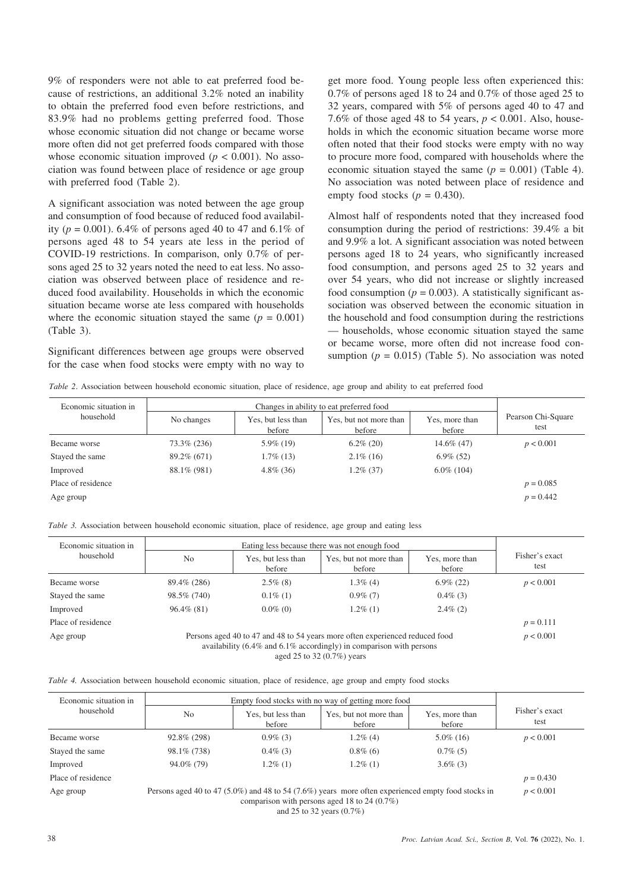9% of responders were not able to eat preferred food because of restrictions, an additional 3.2% noted an inability to obtain the preferred food even before restrictions, and 83.9% had no problems getting preferred food. Those whose economic situation did not change or became worse more often did not get preferred foods compared with those whose economic situation improved ($p < 0.001$). No association was found between place of residence or age group with preferred food (Table 2).

A significant association was noted between the age group and consumption of food because of reduced food availability ($p = 0.001$). 6.4% of persons aged 40 to 47 and 6.1% of persons aged 48 to 54 years ate less in the period of COVID-19 restrictions. In comparison, only 0.7% of persons aged 25 to 32 years noted the need to eat less. No association was observed between place of residence and reduced food availability. Households in which the economic situation became worse ate less compared with households where the economic situation stayed the same ($p = 0.001$) (Table 3).

Significant differences between age groups were observed for the case when food stocks were empty with no way to get more food. Young people less often experienced this: 0.7% of persons aged 18 to 24 and 0.7% of those aged 25 to 32 years, compared with 5% of persons aged 40 to 47 and 7.6% of those aged 48 to 54 years, $p < 0.001$. Also, households in which the economic situation became worse more often noted that their food stocks were empty with no way to procure more food, compared with households where the economic situation stayed the same ($p = 0.001$) (Table 4). No association was noted between place of residence and empty food stocks ($p = 0.430$).

Almost half of respondents noted that they increased food consumption during the period of restrictions: 39.4% a bit and 9.9% a lot. A significant association was noted between persons aged 18 to 24 years, who significantly increased food consumption, and persons aged 25 to 32 years and over 54 years, who did not increase or slightly increased food consumption ($p = 0.003$). A statistically significant association was observed between the economic situation in the household and food consumption during the restrictions — households, whose economic situation stayed the same or became worse, more often did not increase food consumption ($p = 0.015$) (Table 5). No association was noted

*Table 2.* Association between household economic situation, place of residence, age group and ability to eat preferred food

| Economic situation in household | Changes in ability to eat preferred food | | | | Pearson Chi-Square test |
|---|---|---|---|---|---|
| | No changes | Yes, but less than before | Yes, but not more than before | Yes, more than before | |
| Became worse | 73.3% (236) | 5.9% (19) | 6.2% (20) | 14.6% (47) | $p < 0.001$ |
| Stayed the same | 89.2% (671) | 1.7% (13) | 2.1% (16) | 6.9% (52) | |
| Improved | 88.1% (981) | 4.8% (36) | 1.2% (37) | 6.0% (104) | |
| Place of residence | | | | | $p = 0.085$ |
| Age group | | | | | $p = 0.442$ |

*Table 3.* Association between household economic situation, place of residence, age group and eating less

| Economic situation in household | Eating less because there was not enough food | | | | Fisher's exact test |
|---|---|---|---|---|---|
| | No | Yes, but less than before | Yes, but not more than before | Yes, more than before | |
| Became worse | 89.4% (286) | 2.5% (8) | 1.3% (4) | 6.9% (22) | $p < 0.001$ |
| Stayed the same | 98.5% (740) | 0.1% (1) | 0.9% (7) | 0.4% (3) | |
| Improved | 96.4% (81) | 0.0% (0) | 1.2% (1) | 2.4% (2) | |
| Place of residence | | | | | $p = 0.111$ |
| Age group | Persons aged 40 to 47 and 48 to 54 years more often experienced reduced food availability (6.4% and 6.1% accordingly) in comparison with persons aged 25 to 32 (0.7%) years | | | | $p < 0.001$ |

*Table 4.* Association between household economic situation, place of residence, age group and empty food stocks

| Economic situation in household | Empty food stocks with no way of getting more food | | | | Fisher's exact test |
|---|---|---|---|---|---|
| | No | Yes, but less than before | Yes, but not more than before | Yes, more than before | |
| Became worse | 92.8% (298) | 0.9% (3) | 1.2% (4) | 5.0% (16) | $p < 0.001$ |
| Stayed the same | 98.1% (738) | 0.4% (3) | 0.8% (6) | 0.7% (5) | |
| Improved | 94.0% (79) | 1.2% (1) | 1.2% (1) | 3.6% (3) | |
| Place of residence | | | | | $p = 0.430$ |
| Age group | Persons aged 40 to 47 (5.0%) and 48 to 54 (7.6%) years more often experienced empty food stocks in comparison with persons aged 18 to 24 (0.7%) and 25 to 32 years (0.7%) | | | | $p < 0.001$ |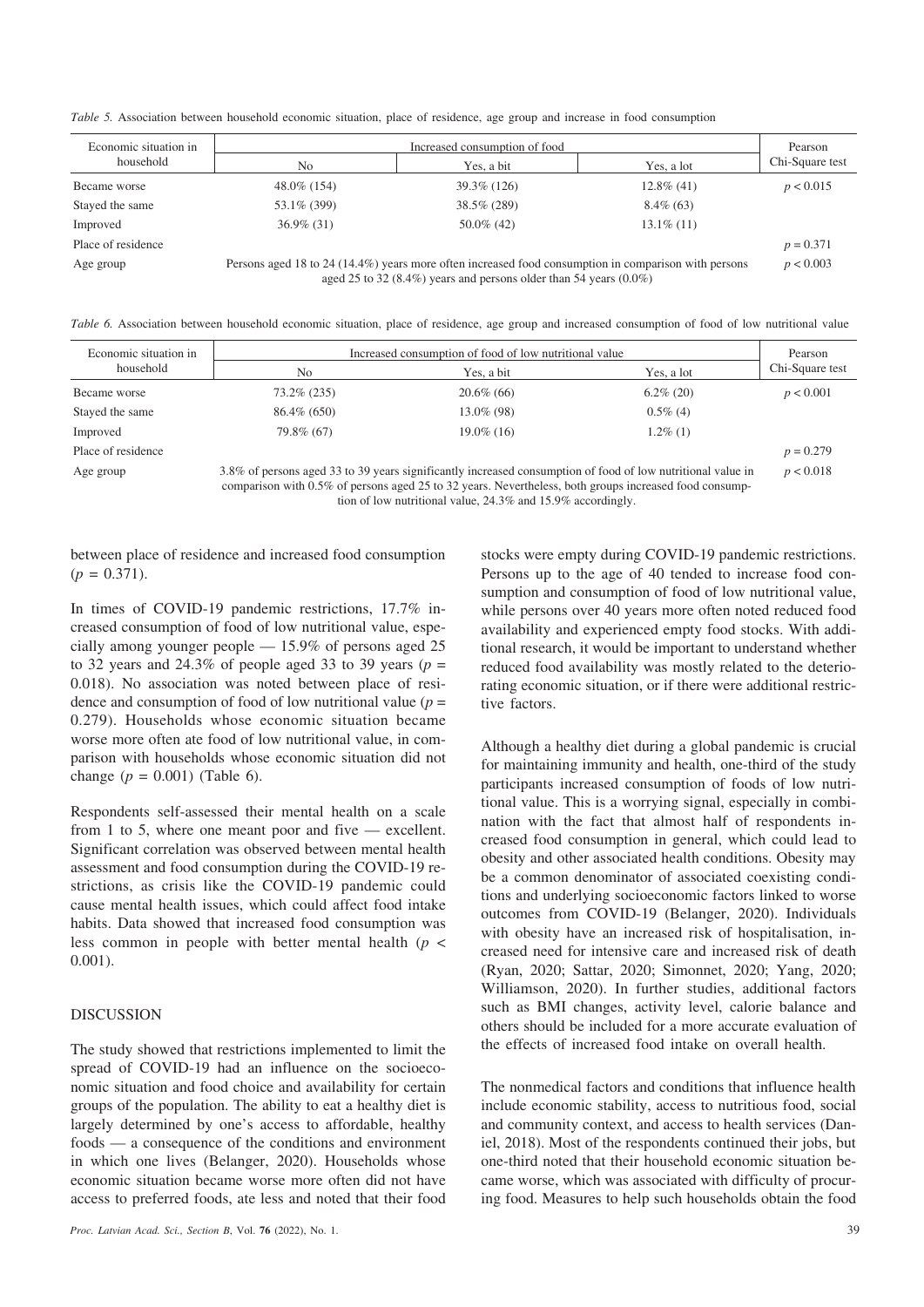*Table 5.* Association between household economic situation, place of residence, age group and increase in food consumption

| Economic situation in household | Increased consumption of food | | | Pearson Chi-Square test |
|---|---|---|---|---|
| | No | Yes, a bit | Yes, a lot | |
| Became worse | 48.0% (154) | 39.3% (126) | 12.8% (41) | $p < 0.015$ |
| Stayed the same | 53.1% (399) | 38.5% (289) | 8.4% (63) | |
| Improved | 36.9% (31) | 50.0% (42) | 13.1% (11) | |
| Place of residence | | | | $p = 0.371$ |
| Age group | Persons aged 18 to 24 (14.4%) years more often increased food consumption in comparison with persons aged 25 to 32 (8.4%) years and persons older than 54 years (0.0%) | | | $p < 0.003$ |

*Table 6.* Association between household economic situation, place of residence, age group and increased consumption of food of low nutritional value

| Economic situation in household | Increased consumption of food of low nutritional value | | | Pearson Chi-Square test |
|---|---|---|---|---|
| | No | Yes, a bit | Yes, a lot | |
| Became worse | 73.2% (235) | 20.6% (66) | 6.2% (20) | $p < 0.001$ |
| Stayed the same | 86.4% (650) | 13.0% (98) | 0.5% (4) | |
| Improved | 79.8% (67) | 19.0% (16) | 1.2% (1) | |
| Place of residence | | | | $p = 0.279$ |
| Age group | 3.8% of persons aged 33 to 39 years significantly increased consumption of food of low nutritional value in comparison with 0.5% of persons aged 25 to 32 years. Nevertheless, both groups increased food consumption of low nutritional value, 24.3% and 15.9% accordingly. | | | $p < 0.018$ |

between place of residence and increased food consumption ($p = 0.371$).

In times of COVID-19 pandemic restrictions, 17.7% increased consumption of food of low nutritional value, especially among younger people — 15.9% of persons aged 25 to 32 years and 24.3% of people aged 33 to 39 years ($p = 0.018$). No association was noted between place of residence and consumption of food of low nutritional value ($p = 0.279$). Households whose economic situation became worse more often ate food of low nutritional value, in comparison with households whose economic situation did not change ($p = 0.001$) (Table 6).

Respondents self-assessed their mental health on a scale from 1 to 5, where one meant poor and five — excellent. Significant correlation was observed between mental health assessment and food consumption during the COVID-19 restrictions, as crisis like the COVID-19 pandemic could cause mental health issues, which could affect food intake habits. Data showed that increased food consumption was less common in people with better mental health ($p < 0.001$).

## DISCUSSION

The study showed that restrictions implemented to limit the spread of COVID-19 had an influence on the socioeconomic situation and food choice and availability for certain groups of the population. The ability to eat a healthy diet is largely determined by one's access to affordable, healthy foods — a consequence of the conditions and environment in which one lives (Belanger, 2020). Households whose economic situation became worse more often did not have access to preferred foods, ate less and noted that their food stocks were empty during COVID-19 pandemic restrictions. Persons up to the age of 40 tended to increase food consumption and consumption of food of low nutritional value, while persons over 40 years more often noted reduced food availability and experienced empty food stocks. With additional research, it would be important to understand whether reduced food availability was mostly related to the deteriorating economic situation, or if there were additional restrictive factors.

Although a healthy diet during a global pandemic is crucial for maintaining immunity and health, one-third of the study participants increased consumption of foods of low nutritional value. This is a worrying signal, especially in combination with the fact that almost half of respondents increased food consumption in general, which could lead to obesity and other associated health conditions. Obesity may be a common denominator of associated coexisting conditions and underlying socioeconomic factors linked to worse outcomes from COVID-19 (Belanger, 2020). Individuals with obesity have an increased risk of hospitalisation, increased need for intensive care and increased risk of death (Ryan, 2020; Sattar, 2020; Simonnet, 2020; Yang, 2020; Williamson, 2020). In further studies, additional factors such as BMI changes, activity level, calorie balance and others should be included for a more accurate evaluation of the effects of increased food intake on overall health.

The nonmedical factors and conditions that influence health include economic stability, access to nutritious food, social and community context, and access to health services (Daniel, 2018). Most of the respondents continued their jobs, but one-third noted that their household economic situation became worse, which was associated with difficulty of procuring food. Measures to help such households obtain the food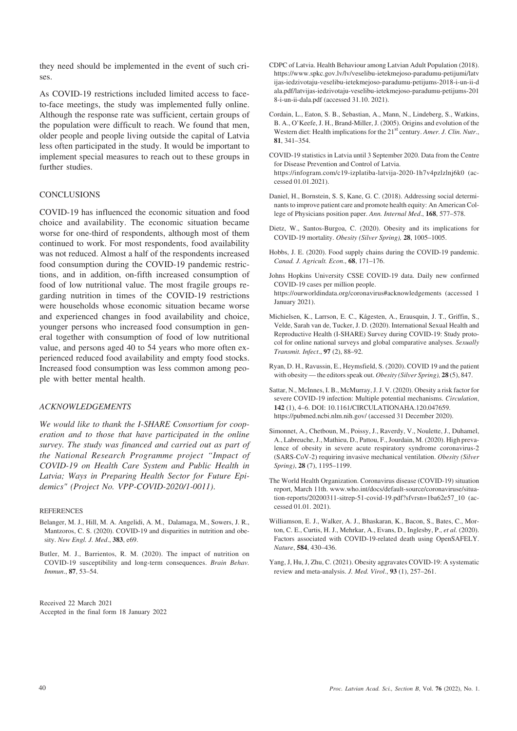they need should be implemented in the event of such crises.

As COVID-19 restrictions included limited access to face-to-face meetings, the study was implemented fully online. Although the response rate was sufficient, certain groups of the population were difficult to reach. We found that men, older people and people living outside the capital of Latvia less often participated in the study. It would be important to implement special measures to reach out to these groups in further studies.

## CONCLUSIONS

COVID-19 has influenced the economic situation and food choice and availability. The economic situation became worse for one-third of respondents, although most of them continued to work. For most respondents, food availability was not reduced. Almost a half of the respondents increased food consumption during the COVID-19 pandemic restrictions, and in addition, on-fifth increased consumption of food of low nutritional value. The most fragile groups regarding nutrition in times of the COVID-19 restrictions were households whose economic situation became worse and experienced changes in food availability and choice, younger persons who increased food consumption in general together with consumption of food of low nutritional value, and persons aged 40 to 54 years who more often experienced reduced food availability and empty food stocks. Increased food consumption was less common among people with better mental health.

## *ACKNOWLEDGEMENTS*

*We would like to thank the I-SHARE Consortium for cooperation and to those that have participated in the online survey. The study was financed and carried out as part of the National Research Programme project "Impact of COVID-19 on Health Care System and Public Health in Latvia; Ways in Preparing Health Sector for Future Epidemics" (Project No. VPP-COVID-2020/1-0011).*

## REFERENCES

Belanger, M. J., Hill, M. A. Angelidi, A. M., Dalamaga, M., Sowers, J. R., Mantzoros, C. S. (2020). COVID-19 and disparities in nutrition and obesity. *New Engl. J. Med*., **383**, e69.

Butler, M. J., Barrientos, R. M. (2020). The impact of nutrition on COVID-19 susceptibility and long-term consequences. *Brain Behav. Immun*., **87**, 53–54.

CDPC of Latvia. Health Behaviour among Latvian Adult Population (2018). https://www.spkc.gov.lv/lv/veselibu-ietekmejoso-paradumu-petijumi/latvijas-iedzivotaju-veselibu-ietekmejoso-paradumu-petijums-2018-i-un-ii-dala.pdf/latvijas-iedzivotaju-veselibu-ietekmejoso-paradumu-petijums-2018-i-un-ii-dala.pdf (accessed 31.10. 2021).

Cordain, L., Eaton, S. B., Sebastian, A., Mann, N., Lindeberg, S., Watkins, B. A., O'Keefe, J. H., Brand-Miller, J. (2005). Origins and evolution of the Western diet: Health implications for the 21st century. *Amer. J. Clin. Nutr*., **81**, 341–354.

COVID-19 statistics in Latvia until 3 September 2020. Data from the Centre for Disease Prevention and Control of Latvia. https://infogram.com/c19-izplatiba-latvija-2020-1h7v4pzlzlnj6k0 (accessed 01.01.2021).

Daniel, H., Bornstein, S. S, Kane, G. C. (2018). Addressing social determinants to improve patient care and promote health equity: An American College of Physicians position paper. *Ann. Internal Med*., **168**, 577–578.

Dietz, W., Santos-Burgoa, C. (2020). Obesity and its implications for COVID-19 mortality. *Obesity (Silver Spring),* **28**, 1005–1005.

Hobbs, J. E. (2020). Food supply chains during the COVID-19 pandemic. *Canad. J. Agricult. Econ*., **68**, 171–176.

Johns Hopkins University CSSE COVID-19 data. Daily new confirmed COVID-19 cases per million people. https://ourworldindata.org/coronavirus#acknowledgements (accessed 1 January 2021).

Michielsen, K., Larrson, E. C., Kågesten, A., Erausquin, J. T., Griffin, S., Velde, Sarah van de, Tucker, J. D. (2020). International Sexual Health and Reproductive Health (I-SHARE) Survey during COVID-19: Study protocol for online national surveys and global comparative analyses. *Sexually Transmit. Infect*., **97** (2), 88–92.

Ryan, D. H., Ravussin, E., Heymsfield, S. (2020). COVID 19 and the patient with obesity — the editors speak out. *Obesity (Silver Spring),* **28** (5), 847.

Sattar, N., McInnes, I. B., McMurray, J. J. V. (2020). Obesity a risk factor for severe COVID-19 infection: Multiple potential mechanisms. *Circulation*, **142** (1), 4–6. DOI: 10.1161/CIRCULATIONAHA.120.047659. https://pubmed.ncbi.nlm.nih.gov/ (accessed 31 December 2020).

Simonnet, A., Chetboun, M., Poissy, J., Raverdy, V., Noulette, J., Duhamel, A., Labreuche, J., Mathieu, D., Pattou, F., Jourdain, M. (2020). High prevalence of obesity in severe acute respiratory syndrome coronavirus-2 (SARS-CoV-2) requiring invasive mechanical ventilation. *Obesity (Silver Spring)*, **28** (7), 1195–1199.

The World Health Organization. Coronavirus disease (COVID-19) situation report, March 11th. www.who.int/docs/default-source/coronaviruse/situation-reports/20200311-sitrep-51-covid-19.pdf?sfvrsn=1ba62e57_10 (accessed 01.01. 2021).

Williamson, E. J., Walker, A. J., Bhaskaran, K., Bacon, S., Bates, C., Morton, C. E., Curtis, H. J., Mehrkar, A., Evans, D., Inglesby, P., *et al.* (2020). Factors associated with COVID-19-related death using OpenSAFELY. *Nature*, **584**, 430–436.

Yang, J, Hu, J, Zhu, C. (2021). Obesity aggravates COVID-19: A systematic review and meta-analysis. *J. Med. Virol*., **93** (1), 257–261.

Received 22 March 2021
Accepted in the final form 18 January 2022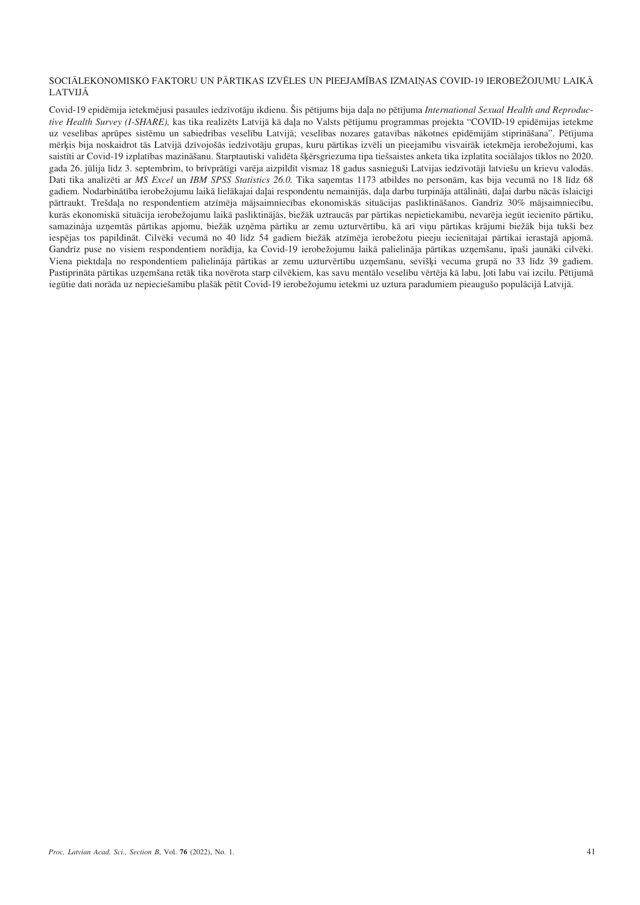SOCIĀLEKONOMISKO FAKTORU UN PĀRTIKAS IZVĒLES UN PIEEJAMĪBAS IZMAIŅAS COVID-19 IEROBEŽOJUMU LAIKĀ LATVIJĀ

Covid-19 epidēmija ietekmējusi pasaules iedzīvotāju ikdienu. Šis pētījums bija daļa no pētījuma *International Sexual Health and Reproductive Health Survey (I-SHARE),* kas tika realizēts Latvijā kā daļa no Valsts pētījumu programmas projekta "COVID-19 epidēmijas ietekme uz veselības aprūpes sistēmu un sabiedrības veselību Latvijā; veselības nozares gatavības nākotnes epidēmijām stiprināšana". Pētījuma mērķis bija noskaidrot tās Latvijā dzīvojošās iedzīvotāju grupas, kuru pārtikas izvēli un pieejamību visvairāk ietekmēja ierobežojumi, kas saistīti ar Covid-19 izplatības mazināšanu. Starptautiski validēta šķērsgriezuma tipa tiešsaistes anketa tika izplatīta sociālajos tīklos no 2020. gada 26. jūlija līdz 3. septembrim, to brīvprātīgi varēja aizpildīt vismaz 18 gadus sasnieguši Latvijas iedzīvotāji latviešu un krievu valodās. Dati tika analizēti ar *MS Excel* un *IBM SPSS Statistics 26.0.* Tika saņemtas 1173 atbildes no personām, kas bija vecumā no 18 līdz 68 gadiem. Nodarbinātība ierobežojumu laikā lielākajai daļai respondentu nemainījās, daļa darbu turpināja attālināti, daļai darbu nācās īslaicīgi pārtraukt. Trešdaļa no respondentiem atzīmēja mājsaimniecības ekonomiskās situācijas pasliktināšanos. Gandrīz 30% mājsaimniecību, kurās ekonomiskā situācija ierobežojumu laikā pasliktinājās, biežāk uztraucās par pārtikas nepietiekamību, nevarēja iegūt iecienīto pārtiku, samazināja uzņemtās pārtikas apjomu, biežāk uzņēma pārtiku ar zemu uzturvērtību, kā arī viņu pārtikas krājumi biežāk bija tukši bez iespējas tos papildināt. Cilvēki vecumā no 40 līdz 54 gadiem biežāk atzīmēja ierobežotu pieeju iecienītajai pārtikai ierastajā apjomā. Gandrīz puse no visiem respondentiem norādīja, ka Covid-19 ierobežojumu laikā palielināja pārtikas uzņemšanu, īpaši jaunāki cilvēki. Viena piektdaļa no respondentiem palielināja pārtikas ar zemu uzturvērtību uzņemšanu, sevišķi vecuma grupā no 33 līdz 39 gadiem. Pastiprināta pārtikas uzņemšana retāk tika novērota starp cilvēkiem, kas savu mentālo veselību vērtēja kā labu, ļoti labu vai izcilu. Pētījumā iegūtie dati norāda uz nepieciešamību plašāk pētīt Covid-19 ierobežojumu ietekmi uz uztura paradumiem pieaugušo populācijā Latvijā.